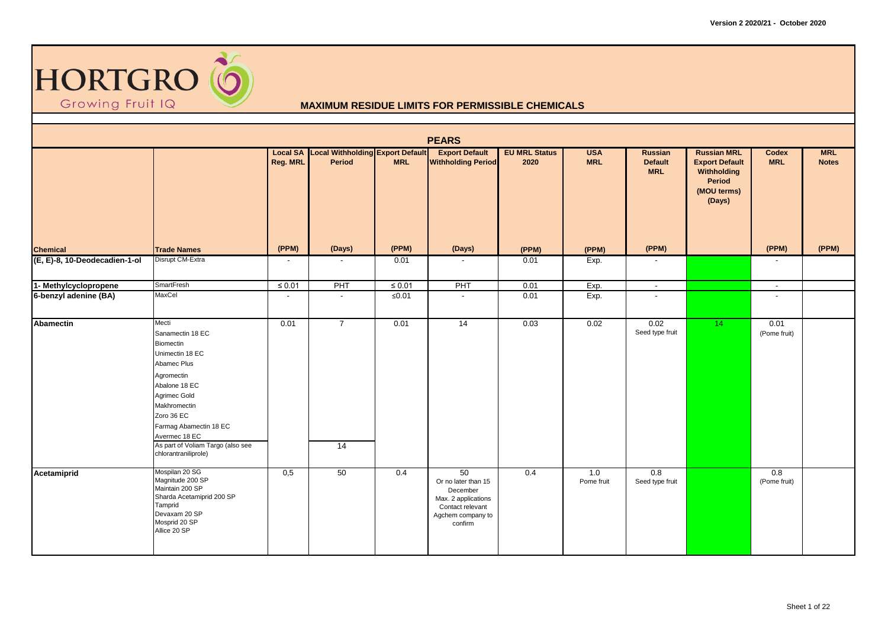HORTGRO
Growing Fruit IQ

# MAXIMUM RESIDUE LIMITS FOR PERMISSIBLE CHEMICALS

## PEARS

| Chemical | Trade Names | Local SA Reg. MRL (PPM) | Local Withholding Period (Days) | Export Default MRL (PPM) | Export Default Withholding Period (Days) | EU MRL Status 2020 (PPM) | USA MRL (PPM) | Russian Default MRL (PPM) | Russian MRL Export Default Withholding Period (MOU terms) (Days) | Codex MRL (PPM) | MRL Notes (PPM) |
|---|---|---|---|---|---|---|---|---|---|---|---|
| (E, E)-8, 10-Deodecadien-1-ol | Disrupt CM-Extra | - | - | 0.01 | - | 0.01 | Exp. | - | | - | |
| 1- Methylcyclopropene | SmartFresh | ≤ 0.01 | PHT | ≤ 0.01 | PHT | 0.01 | Exp. | - | | - | |
| 6-benzyl adenine (BA) | MaxCel | - | - | ≤0.01 | - | 0.01 | Exp. | - | | - | |
| Abamectin | Mecti<br>Sanamectin 18 EC<br>Biomectin<br>Unimectin 18 EC<br>Abamec Plus<br>Agromectin<br>Abalone 18 EC<br>Agrimec Gold<br>Makhromectin<br>Zoro 36 EC<br>Farmag Abamectin 18 EC<br>Avermec 18 EC | 0.01 | 7 | 0.01 | 14 | 0.03 | 0.02 | 0.02<br>Seed type fruit | 14 | 0.01<br>(Pome fruit) | |
| | As part of Voliam Targo (also see chlorantraniliprole) | | 14 | | | | | | | | |
| Acetamiprid | Mospilan 20 SG<br>Magnitude 200 SP<br>Maintain 200 SP<br>Sharda Acetamiprid 200 SP<br>Tamprid<br>Devaxam 20 SP<br>Mosprid 20 SP<br>Allice 20 SP | 0,5 | 50 | 0.4 | 50<br>Or no later than 15 December<br>Max. 2 applications<br>Contact relevant Agchem company to confirm | 0.4 | 1.0<br>Pome fruit | 0.8<br>Seed type fruit | | 0.8<br>(Pome fruit) | |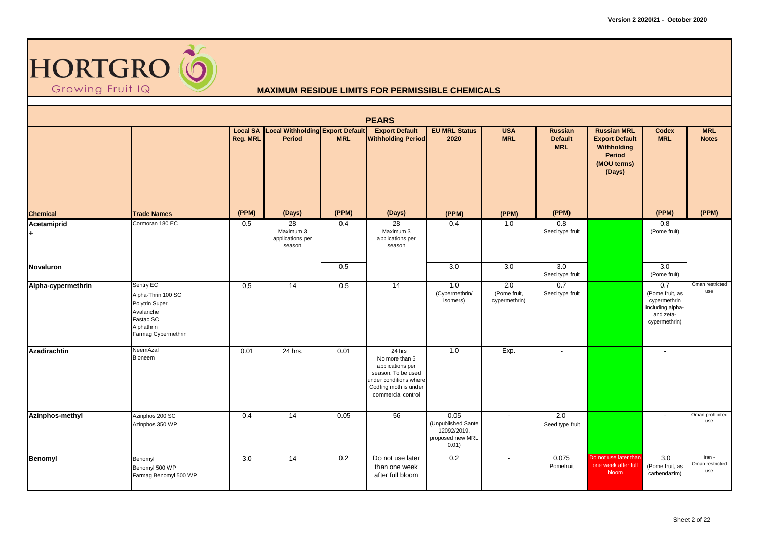HORTGRO Growing Fruit IQ

## MAXIMUM RESIDUE LIMITS FOR PERMISSIBLE CHEMICALS

### PEARS

| Chemical | Trade Names | Local SA Reg. MRL (PPM) | Local Withholding Period (Days) | Export Default MRL (PPM) | Export Default Withholding Period (Days) | EU MRL Status 2020 (PPM) | USA MRL (PPM) | Russian Default MRL (PPM) | Russian MRL Export Default Withholding Period (MOU terms) (Days) | Codex MRL (PPM) | MRL Notes (PPM) |
|---|---|---|---|---|---|---|---|---|---|---|---|
| **Acetamiprid +** | Cormoran 180 EC | 0.5 | 28 Maximum 3 applications per season | 0.4 | 28 Maximum 3 applications per season | 0.4 | 1.0 | 0.8 Seed type fruit | | 0.8 (Pome fruit) | |
| **Novaluron** | | | | 0.5 | | 3.0 | 3.0 | 3.0 Seed type fruit | | 3.0 (Pome fruit) | |
| **Alpha-cypermethrin** | Sentry EC<br>Alpha-Thrin 100 SC<br>Polytrin Super<br>Avalanche<br>Fastac SC<br>Alphathrin<br>Farmag Cypermethrin | 0,5 | 14 | 0.5 | 14 | 1.0 (Cypermethrin/ isomers) | 2.0 (Pome fruit, cypermethrin) | 0.7 Seed type fruit | | 0.7 (Pome fruit, as cypermethrin including alpha- and zeta-cypermethrin) | Oman restricted use |
| **Azadirachtin** | NeemAzal<br>Bioneem | 0.01 | 24 hrs. | 0.01 | 24 hrs No more than 5 applications per season. To be used under conditions where Codling moth is under commercial control | 1.0 | Exp. | - | | - | |
| **Azinphos-methyl** | Azinphos 200 SC<br>Azinphos 350 WP | 0.4 | 14 | 0.05 | 56 | 0.05 (Unpublished Sante 12092/2019, proposed new MRL 0.01) | - | 2.0 Seed type fruit | | - | Oman prohibited use |
| **Benomyl** | Benomyl<br>Benomyl 500 WP<br>Farmag Benomyl 500 WP | 3.0 | 14 | 0.2 | Do not use later than one week after full bloom | 0.2 | - | 0.075 Pomefruit | Do not use later than one week after full bloom | 3.0 (Pome fruit, as carbendazim) | Iran - Oman restricted use |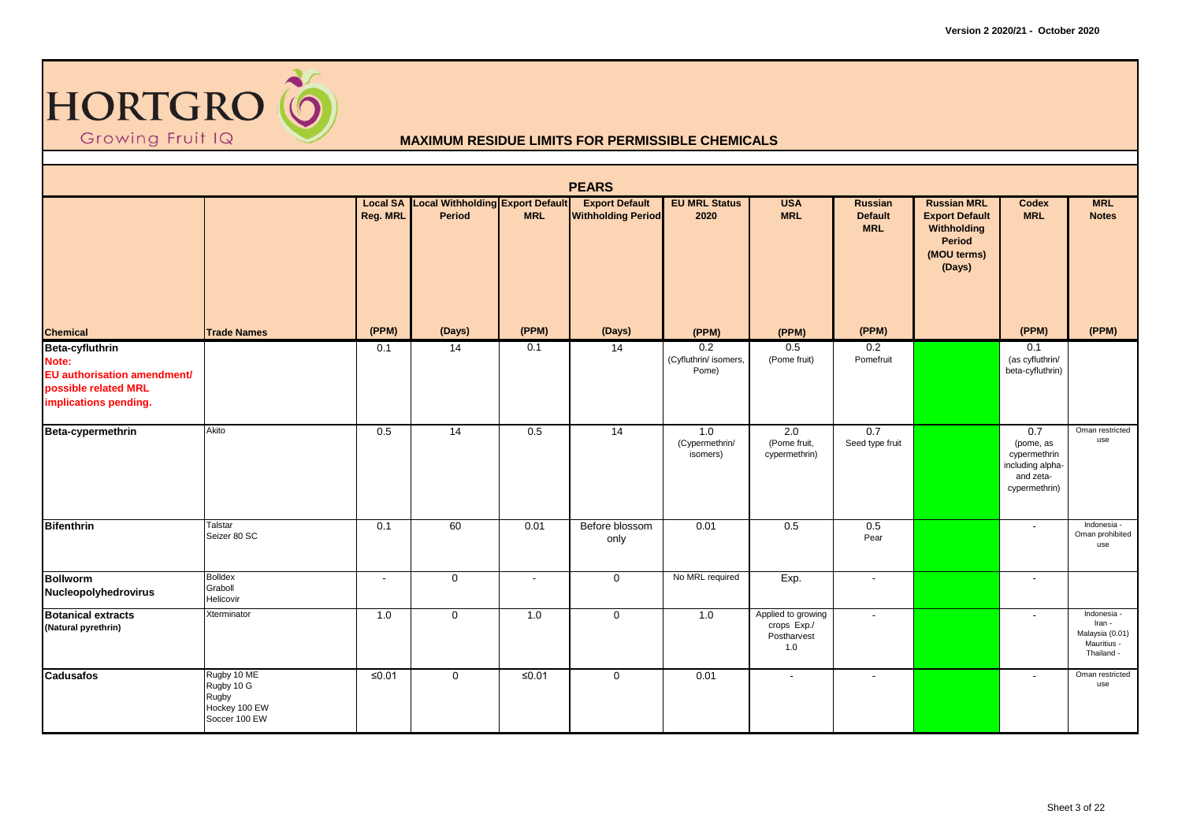HORTGRO
Growing Fruit IQ

## MAXIMUM RESIDUE LIMITS FOR PERMISSIBLE CHEMICALS

### PEARS

| Chemical | Trade Names | Local SA Reg. MRL (PPM) | Local Withholding Period (Days) | Export Default MRL (PPM) | Export Default Withholding Period (Days) | EU MRL Status 2020 (PPM) | USA MRL (PPM) | Russian Default MRL (PPM) | Russian MRL Export Default Withholding Period (MOU terms) (Days) | Codex MRL (PPM) | MRL Notes (PPM) |
|---|---|---|---|---|---|---|---|---|---|---|---|
| **Beta-cyfluthrin** Note: EU authorisation amendment/ possible related MRL implications pending. | | 0.1 | 14 | 0.1 | 14 | 0.2 (Cyfluthrin/ isomers, Pome) | 0.5 (Pome fruit) | 0.2 Pomefruit | | 0.1 (as cyfluthrin/ beta-cyfluthrin) | |
| **Beta-cypermethrin** | Akito | 0.5 | 14 | 0.5 | 14 | 1.0 (Cypermethrin/ isomers) | 2.0 (Pome fruit, cypermethrin) | 0.7 Seed type fruit | | 0.7 (pome, as cypermethrin including alpha- and zeta-cypermethrin) | Oman restricted use |
| **Bifenthrin** | Talstar Seizer 80 SC | 0.1 | 60 | 0.01 | Before blossom only | 0.01 | 0.5 | 0.5 Pear | | - | Indonesia - Oman prohibited use |
| **Bollworm Nucleopolyhedrovirus** | Bolldex Graboll Helicovir | - | 0 | - | 0 | No MRL required | Exp. | - | | - | |
| **Botanical extracts** (Natural pyrethrin) | Xterminator | 1.0 | 0 | 1.0 | 0 | 1.0 | Applied to growing crops Exp./ Postharvest 1.0 | - | | - | Indonesia - Iran - Malaysia (0.01) Mauritius - Thailand - |
| **Cadusafos** | Rugby 10 ME Rugby 10 G Rugby Hockey 100 EW Soccer 100 EW | ≤0.01 | 0 | ≤0.01 | 0 | 0.01 | - | - | | - | Oman restricted use |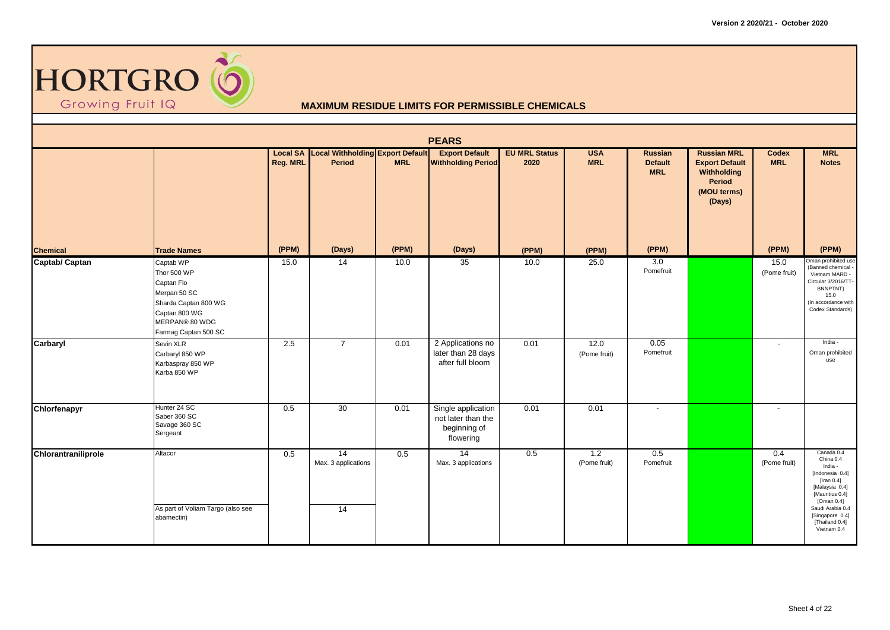# HORTGRO

Growing Fruit IQ

## MAXIMUM RESIDUE LIMITS FOR PERMISSIBLE CHEMICALS

### PEARS

| Chemical | Trade Names | Local SA Reg. MRL (PPM) | Local Withholding Period (Days) | Export Default MRL (PPM) | Export Default Withholding Period (Days) | EU MRL Status 2020 (PPM) | USA MRL (PPM) | Russian Default MRL (PPM) | Russian MRL Export Default Withholding Period (MOU terms) (Days) | Codex MRL (PPM) | MRL Notes (PPM) |
|---|---|---|---|---|---|---|---|---|---|---|---|
| Captab/ Captan | Captab WP<br>Thor 500 WP<br>Captan Flo<br>Merpan 50 SC<br>Sharda Captan 800 WG<br>Captan 800 WG<br>MERPAN® 80 WDG<br>Farmag Captan 500 SC | 15.0 | 14 | 10.0 | 35 | 10.0 | 25.0 | 3.0 Pomefruit | | 15.0 (Pome fruit) | Oman prohibited use (Banned chemical - Vietnam MARD - Circular 3/2016/TT-BNNPTNT) 15.0 (In accordance with Codex Standards) |
| Carbaryl | Sevin XLR<br>Carbaryl 850 WP<br>Karbaspray 850 WP<br>Karba 850 WP | 2.5 | 7 | 0.01 | 2 Applications no later than 28 days after full bloom | 0.01 | 12.0 (Pome fruit) | 0.05 Pomefruit | | - | India - Oman prohibited use |
| Chlorfenapyr | Hunter 24 SC<br>Saber 360 SC<br>Savage 360 SC<br>Sergeant | 0.5 | 30 | 0.01 | Single application not later than the beginning of flowering | 0.01 | 0.01 | - | | - | |
| Chlorantraniliprole | Altacor<br><br>As part of Voliam Targo (also see abamectin) | 0.5 | 14 Max. 3 applications<br><br>14 | 0.5 | 14 Max. 3 applications | 0.5 | 1.2 (Pome fruit) | 0.5 Pomefruit | | 0.4 (Pome fruit) | Canada 0.4 China 0.4 India - [Indonesia 0.4] [Iran 0.4] [Malaysia 0.4] [Mauritius 0.4] [Oman 0.4] Saudi Arabia 0.4 [Singapore 0.4] [Thailand 0.4] Vietnam 0.4 |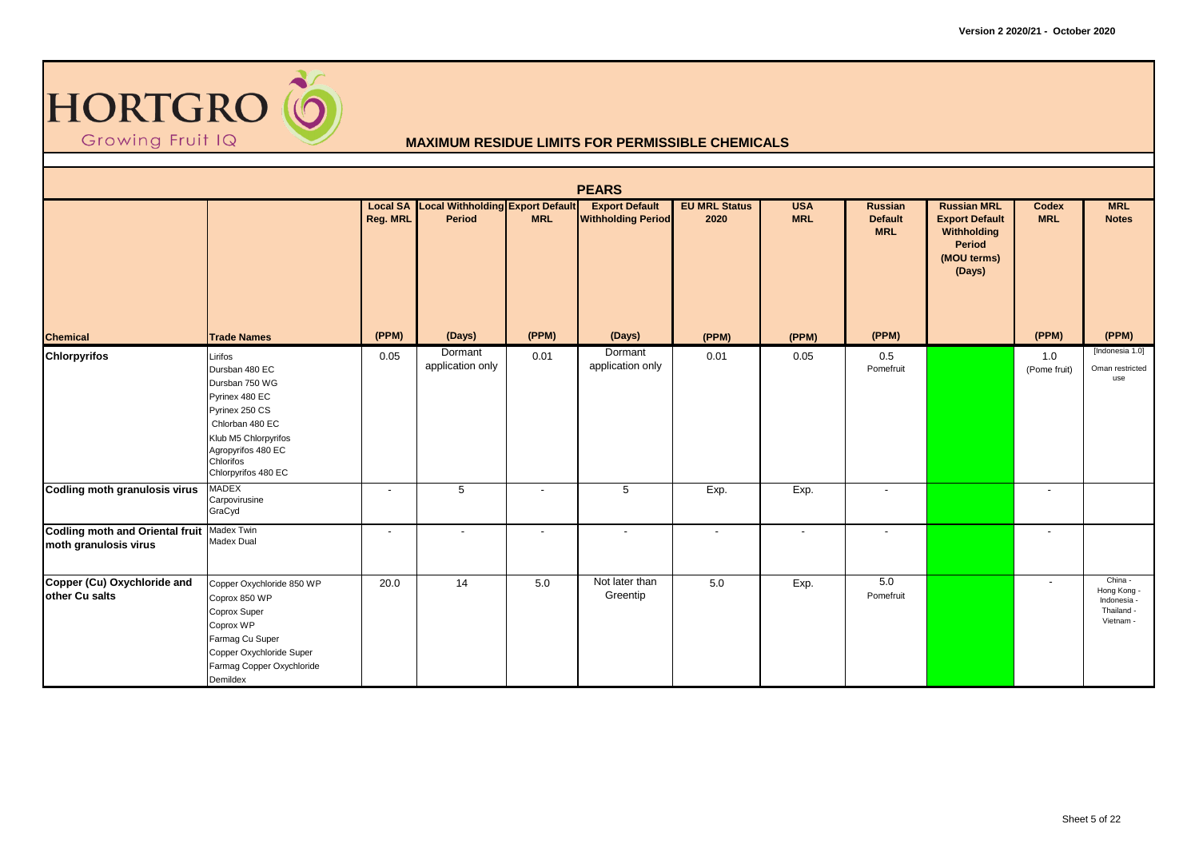Version 2 2020/21 - October 2020

**HORTGRO** Growing Fruit IQ

## MAXIMUM RESIDUE LIMITS FOR PERMISSIBLE CHEMICALS

### PEARS

| Chemical | Trade Names | Local SA Reg. MRL | Local Withholding Period | Export Default MRL | Export Default Withholding Period | EU MRL Status 2020 | USA MRL | Russian Default MRL | Russian MRL Export Default Withholding Period (MOU terms) (Days) | Codex MRL | MRL Notes |
|---|---|---|---|---|---|---|---|---|---|---|---|
| | | (PPM) | (Days) | (PPM) | (Days) | (PPM) | (PPM) | (PPM) | | (PPM) | (PPM) |
| **Chlorpyrifos** | Lirifos<br>Dursban 480 EC<br>Dursban 750 WG<br>Pyrinex 480 EC<br>Pyrinex 250 CS<br>Chlorban 480 EC<br>Klub M5 Chlorpyrifos<br>Agropyrifos 480 EC<br>Chlorifos<br>Chlorpyrifos 480 EC | 0.05 | Dormant application only | 0.01 | Dormant application only | 0.01 | 0.05 | 0.5 Pomefruit | | 1.0 (Pome fruit) | [Indonesia 1.0] Oman restricted use |
| **Codling moth granulosis virus** | MADEX<br>Carpovirusine<br>GraCyd | - | 5 | - | 5 | Exp. | Exp. | - | | - | |
| **Codling moth and Oriental fruit moth granulosis virus** | Madex Twin<br>Madex Dual | - | - | - | - | - | - | - | | - | |
| **Copper (Cu) Oxychloride and other Cu salts** | Copper Oxychloride 850 WP<br>Coprox 850 WP<br>Coprox Super<br>Coprox WP<br>Farmag Cu Super<br>Copper Oxychloride Super<br>Farmag Copper Oxychloride<br>Demildex | 20.0 | 14 | 5.0 | Not later than Greentip | 5.0 | Exp. | 5.0 Pomefruit | | - | China -<br>Hong Kong -<br>Indonesia -<br>Thailand -<br>Vietnam - |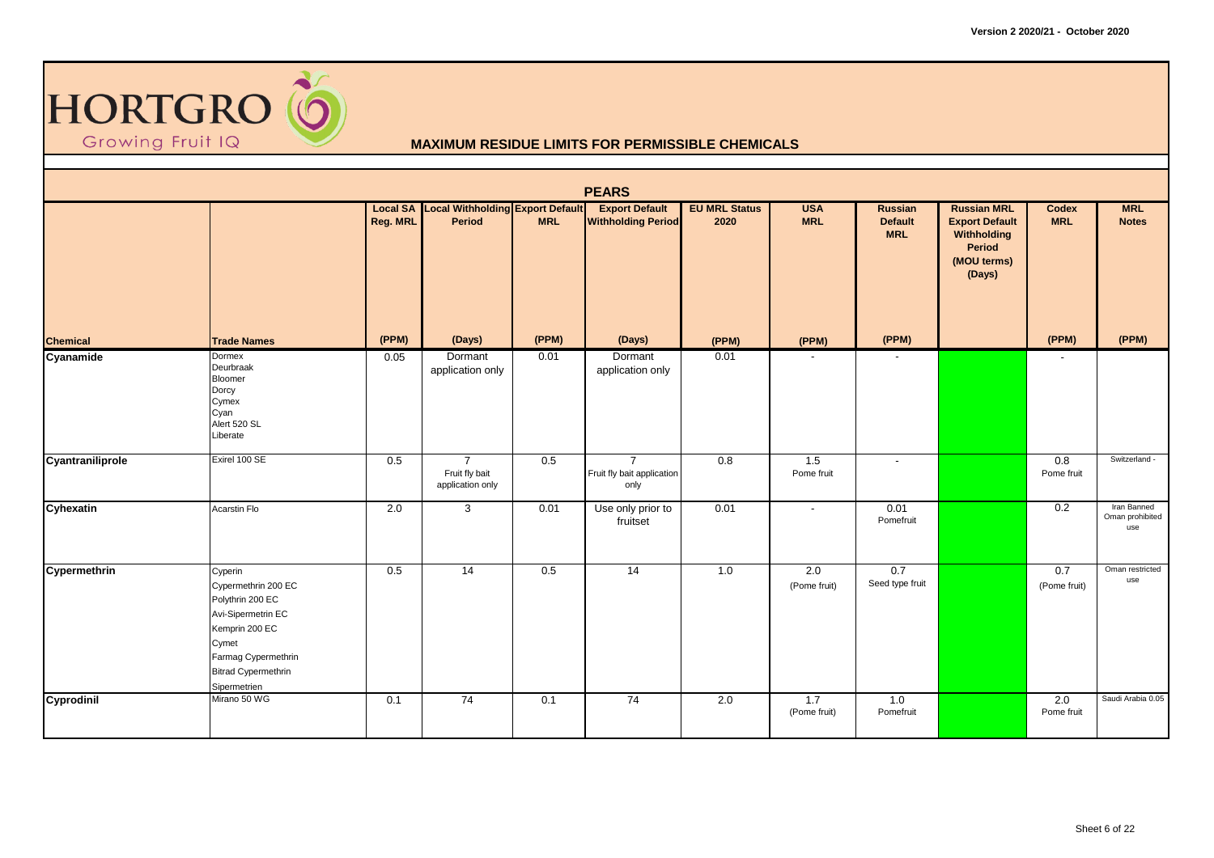Version 2 2020/21 - October 2020

HORTGRO
Growing Fruit IQ

## MAXIMUM RESIDUE LIMITS FOR PERMISSIBLE CHEMICALS

### PEARS

| Chemical | Trade Names | Local SA Reg. MRL (PPM) | Local Withholding Period (Days) | Export Default MRL (PPM) | Export Default Withholding Period (Days) | EU MRL Status 2020 (PPM) | USA MRL (PPM) | Russian Default MRL (PPM) | Russian MRL Export Default Withholding Period (MOU terms) (Days) | Codex MRL (PPM) | MRL Notes (PPM) |
|---|---|---|---|---|---|---|---|---|---|---|---|
| **Cyanamide** | Dormex<br>Deurbraak<br>Bloomer<br>Dorcy<br>Cymex<br>Cyan<br>Alert 520 SL<br>Liberate | 0.05 | Dormant application only | 0.01 | Dormant application only | 0.01 | - | - | | - | |
| **Cyantraniliprole** | Exirel 100 SE | 0.5 | 7<br>Fruit fly bait application only | 0.5 | 7<br>Fruit fly bait application only | 0.8 | 1.5<br>Pome fruit | - | | 0.8<br>Pome fruit | Switzerland - |
| **Cyhexatin** | Acarstin Flo | 2.0 | 3 | 0.01 | Use only prior to fruitset | 0.01 | - | 0.01<br>Pomefruit | | 0.2 | Iran Banned<br>Oman prohibited use |
| **Cypermethrin** | Cyperin<br>Cypermethrin 200 EC<br>Polythrin 200 EC<br>Avi-Sipermetrin EC<br>Kemprin 200 EC<br>Cymet<br>Farmag Cypermethrin<br>Bitrad Cypermethrin<br>Sipermetrien | 0.5 | 14 | 0.5 | 14 | 1.0 | 2.0<br>(Pome fruit) | 0.7<br>Seed type fruit | | 0.7<br>(Pome fruit) | Oman restricted use |
| **Cyprodinil** | Mirano 50 WG | 0.1 | 74 | 0.1 | 74 | 2.0 | 1.7<br>(Pome fruit) | 1.0<br>Pomefruit | | 2.0<br>Pome fruit | Saudi Arabia 0.05 |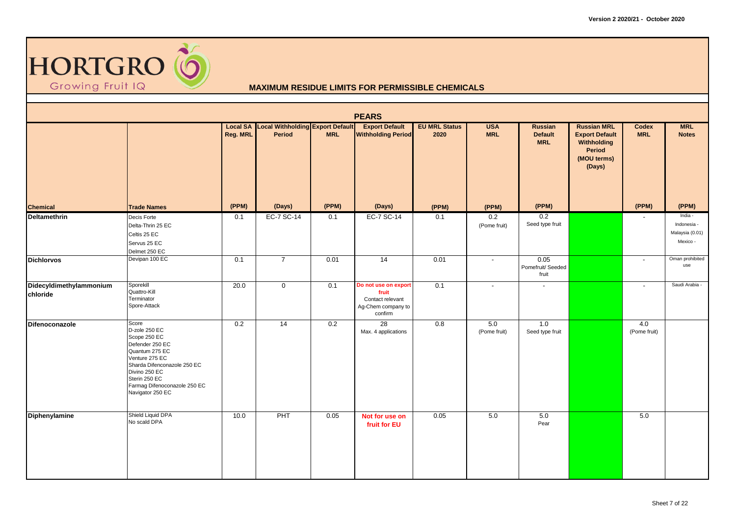HORTGRO Growing Fruit IQ

## MAXIMUM RESIDUE LIMITS FOR PERMISSIBLE CHEMICALS

### PEARS

| Chemical | Trade Names | Local SA Reg. MRL (PPM) | Local Withholding Period (Days) | Export Default MRL (PPM) | Export Default Withholding Period (Days) | EU MRL Status 2020 (PPM) | USA MRL (PPM) | Russian Default MRL (PPM) | Russian MRL Export Default Withholding Period (MOU terms) (Days) | Codex MRL (PPM) | MRL Notes (PPM) |
|---|---|---|---|---|---|---|---|---|---|---|---|
| **Deltamethrin** | Decis Forte<br>Delta-Thrin 25 EC<br>Celtis 25 EC<br>Servus 25 EC<br>Delmet 250 EC | 0.1 | EC-7 SC-14 | 0.1 | EC-7 SC-14 | 0.1 | 0.2 (Pome fruit) | 0.2 Seed type fruit | | - | India -<br>Indonesia -<br>Malaysia (0.01)<br>Mexico - |
| **Dichlorvos** | Devipan 100 EC | 0.1 | 7 | 0.01 | 14 | 0.01 | - | 0.05 Pomefruit/ Seeded fruit | | - | Oman prohibited use |
| **Didecyldimethylammonium chloride** | Sporekill<br>Quattro-Kill<br>Terminator<br>Spore-Attack | 20.0 | 0 | 0.1 | **Do not use on export fruit** Contact relevant Ag-Chem company to confirm | 0.1 | - | - | | - | Saudi Arabia - |
| **Difenoconazole** | Score<br>D-zole 250 EC<br>Scope 250 EC<br>Defender 250 EC<br>Quantum 275 EC<br>Venture 275 EC<br>Sharda Difenconazole 250 EC<br>Divino 250 EC<br>Sterin 250 EC<br>Farmag Difenoconazole 250 EC<br>Navigator 250 EC | 0.2 | 14 | 0.2 | 28 Max. 4 applications | 0.8 | 5.0 (Pome fruit) | 1.0 Seed type fruit | | 4.0 (Pome fruit) | |
| **Diphenylamine** | Shield Liquid DPA<br>No scald DPA | 10.0 | PHT | 0.05 | **Not for use on fruit for EU** | 0.05 | 5.0 | 5.0 Pear | | 5.0 | |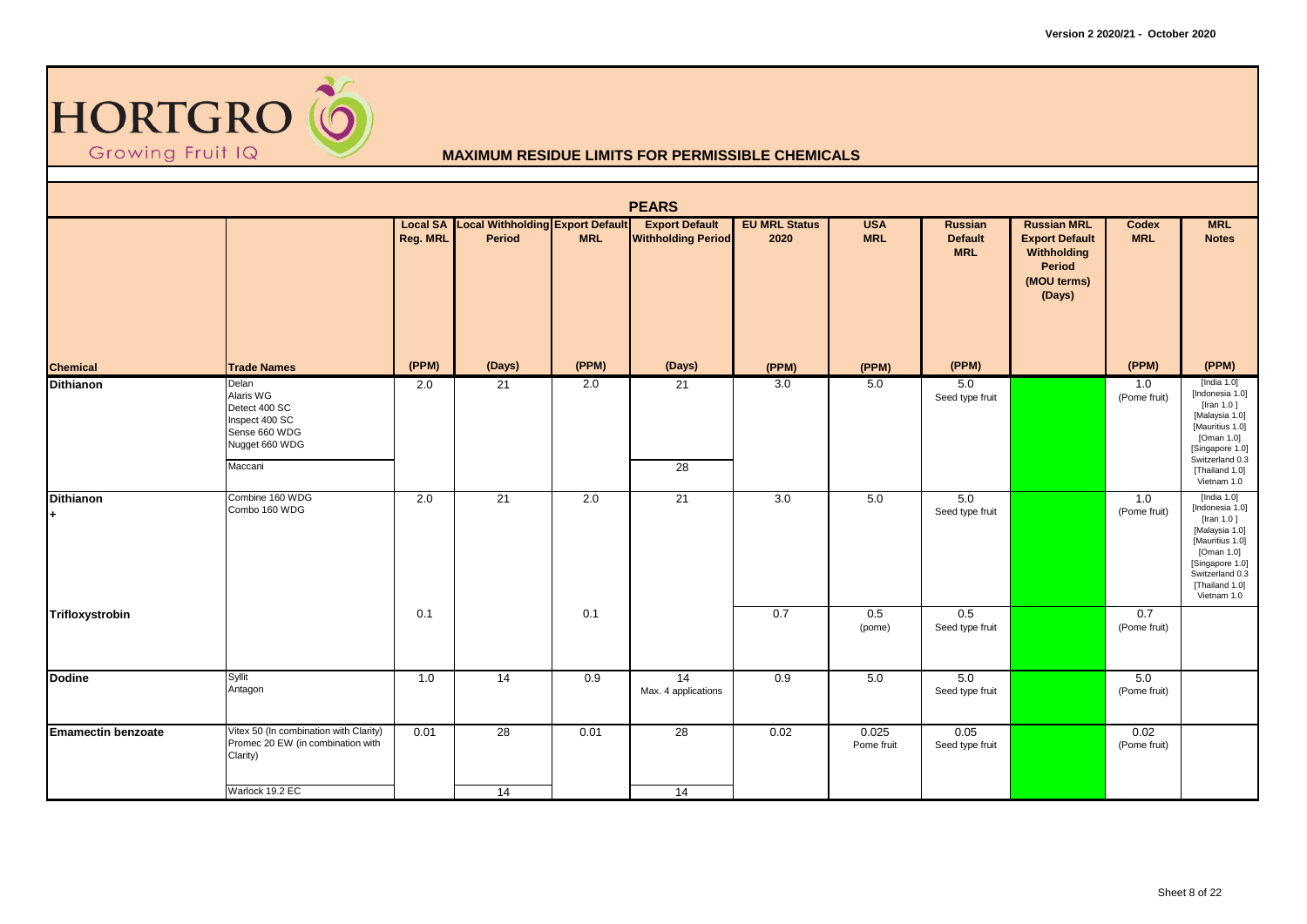HORTGRO Growing Fruit IQ

**MAXIMUM RESIDUE LIMITS FOR PERMISSIBLE CHEMICALS**

## PEARS

| Chemical | Trade Names | Local SA Reg. MRL (PPM) | Local Withholding Period (Days) | Export Default MRL (PPM) | Export Default Withholding Period (Days) | EU MRL Status 2020 (PPM) | USA MRL (PPM) | Russian Default MRL (PPM) | Russian MRL Export Default Withholding Period (MOU terms) (Days) | Codex MRL (PPM) | MRL Notes (PPM) |
|---|---|---|---|---|---|---|---|---|---|---|---|
| **Dithianon** | Delan<br>Alaris WG<br>Detect 400 SC<br>Inspect 400 SC<br>Sense 660 WDG<br>Nugget 660 WDG | 2.0 | 21 | 2.0 | 21 | 3.0 | 5.0 | 5.0<br>Seed type fruit | | 1.0<br>(Pome fruit) | [India 1.0]<br>[Indonesia 1.0]<br>[Iran 1.0 ]<br>[Malaysia 1.0]<br>[Mauritius 1.0]<br>[Oman 1.0]<br>[Singapore 1.0]<br>Switzerland 0.3<br>[Thailand 1.0]<br>Vietnam 1.0 |
| | Maccani | | | | 28 | | | | | | |
| **Dithianon**<br>**+** | Combine 160 WDG<br>Combo 160 WDG | 2.0 | 21 | 2.0 | 21 | 3.0 | 5.0 | 5.0<br>Seed type fruit | | 1.0<br>(Pome fruit) | [India 1.0]<br>[Indonesia 1.0]<br>[Iran 1.0 ]<br>[Malaysia 1.0]<br>[Mauritius 1.0]<br>[Oman 1.0]<br>[Singapore 1.0]<br>Switzerland 0.3<br>[Thailand 1.0]<br>Vietnam 1.0 |
| **Trifloxystrobin** | | 0.1 | | 0.1 | | 0.7 | 0.5<br>(pome) | 0.5<br>Seed type fruit | | 0.7<br>(Pome fruit) | |
| **Dodine** | Syllit<br>Antagon | 1.0 | 14 | 0.9 | 14<br>Max. 4 applications | 0.9 | 5.0 | 5.0<br>Seed type fruit | | 5.0<br>(Pome fruit) | |
| **Emamectin benzoate** | Vitex 50 (In combination with Clarity)<br>Promec 20 EW (in combination with Clarity) | 0.01 | 28 | 0.01 | 28 | 0.02 | 0.025<br>Pome fruit | 0.05<br>Seed type fruit | | 0.02<br>(Pome fruit) | |
| | Warlock 19.2 EC | | 14 | | 14 | | | | | | |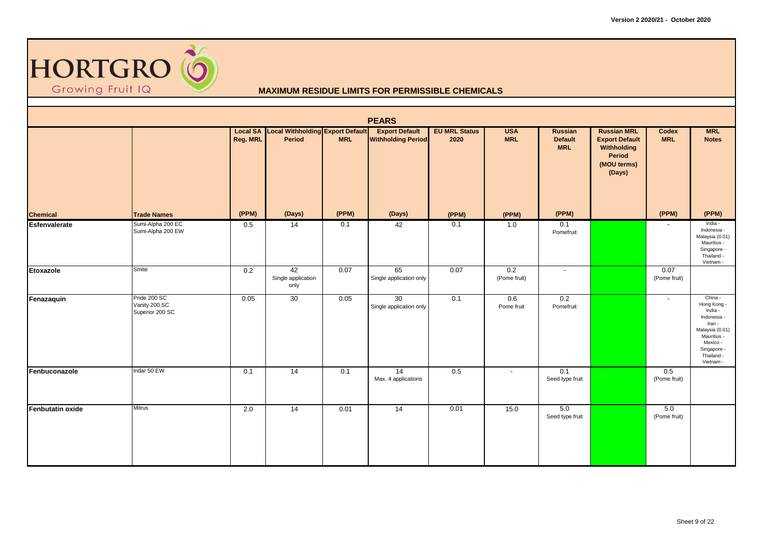HORTGRO
Growing Fruit IQ

## MAXIMUM RESIDUE LIMITS FOR PERMISSIBLE CHEMICALS

### PEARS

| Chemical | Trade Names | Local SA Reg. MRL (PPM) | Local Withholding Period (Days) | Export Default MRL (PPM) | Export Default Withholding Period (Days) | EU MRL Status 2020 (PPM) | USA MRL (PPM) | Russian Default MRL (PPM) | Russian MRL Export Default Withholding Period (MOU terms) (Days) | Codex MRL (PPM) | MRL Notes (PPM) |
|---|---|---|---|---|---|---|---|---|---|---|---|
| **Esfenvalerate** | Sumi-Alpha 200 EC<br>Sumi-Alpha 200 EW | 0.5 | 14 | 0.1 | 42 | 0.1 | 1.0 | 0.1<br>Pomefruit | | - | India -<br>Indonesia -<br>Malaysia (0.01)<br>Mauritius -<br>Singapore -<br>Thailand -<br>Vietnam - |
| **Etoxazole** | Smite | 0.2 | 42<br>Single application only | 0.07 | 65<br>Single application only | 0.07 | 0.2<br>(Pome fruit) | - | | 0.07<br>(Pome fruit) | |
| **Fenazaquin** | Pride 200 SC<br>Vanity 200 SC<br>Superior 200 SC | 0.05 | 30 | 0.05 | 30<br>Single application only | 0.1 | 0.6<br>Pome fruit | 0.2<br>Pomefruit | | - | China -<br>Hong Kong -<br>India -<br>Indonesia -<br>Iran -<br>Malaysia (0.01)<br>Mauritius -<br>Mexico -<br>Singapore -<br>Thailand -<br>Vietnam - |
| **Fenbuconazole** | Indar 50 EW | 0.1 | 14 | 0.1 | 14<br>Max. 4 applications | 0.5 | - | 0.1<br>Seed type fruit | | 0.5<br>(Pome fruit) | |
| **Fenbutatin oxide** | Mitrus | 2.0 | 14 | 0.01 | 14 | 0.01 | 15.0 | 5.0<br>Seed type fruit | | 5.0<br>(Pome fruit) | |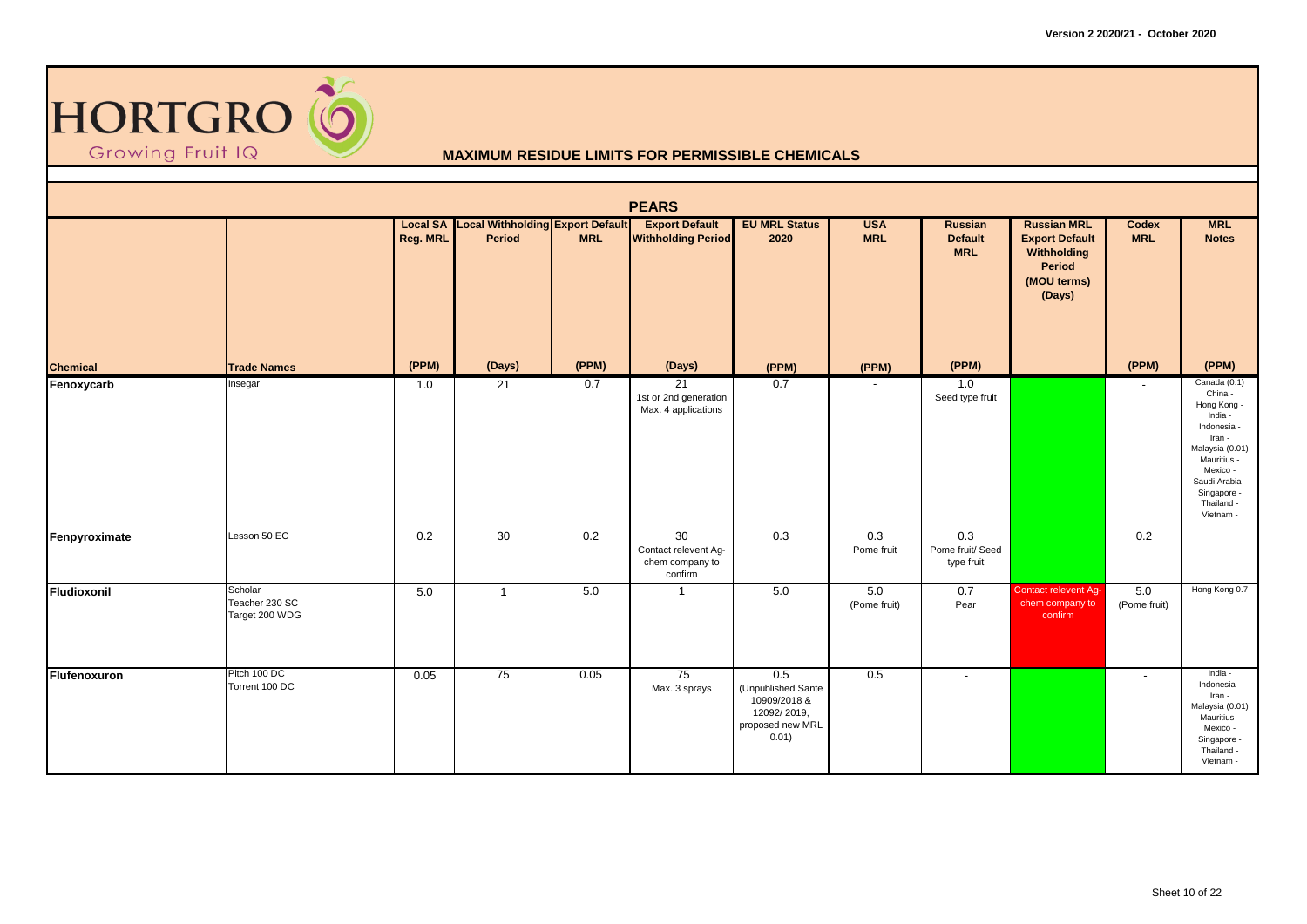**HORTGRO** Growing Fruit IQ

## MAXIMUM RESIDUE LIMITS FOR PERMISSIBLE CHEMICALS

### PEARS

| Chemical | Trade Names | Local SA Reg. MRL (PPM) | Local Withholding Period (Days) | Export Default MRL (PPM) | Export Default Withholding Period (Days) | EU MRL Status 2020 (PPM) | USA MRL (PPM) | Russian Default MRL (PPM) | Russian MRL Export Default Withholding Period (MOU terms) (Days) | Codex MRL (PPM) | MRL Notes (PPM) |
|---|---|---|---|---|---|---|---|---|---|---|---|
| **Fenoxycarb** | Insegar | 1.0 | 21 | 0.7 | 21 1st or 2nd generation Max. 4 applications | 0.7 | - | 1.0 Seed type fruit | | - | Canada (0.1) China - Hong Kong - India - Indonesia - Iran - Malaysia (0.01) Mauritius - Mexico - Saudi Arabia - Singapore - Thailand - Vietnam - |
| **Fenpyroximate** | Lesson 50 EC | 0.2 | 30 | 0.2 | 30 Contact relevent Ag-chem company to confirm | 0.3 | 0.3 Pome fruit | 0.3 Pome fruit/ Seed type fruit | | 0.2 | |
| **Fludioxonil** | Scholar Teacher 230 SC Target 200 WDG | 5.0 | 1 | 5.0 | 1 | 5.0 | 5.0 (Pome fruit) | 0.7 Pear | Contact relevent Ag-chem company to confirm | 5.0 (Pome fruit) | Hong Kong 0.7 |
| **Flufenoxuron** | Pitch 100 DC Torrent 100 DC | 0.05 | 75 | 0.05 | 75 Max. 3 sprays | 0.5 (Unpublished Sante 10909/2018 & 12092/ 2019, proposed new MRL 0.01) | 0.5 | - | | - | India - Indonesia - Iran - Malaysia (0.01) Mauritius - Mexico - Singapore - Thailand - Vietnam - |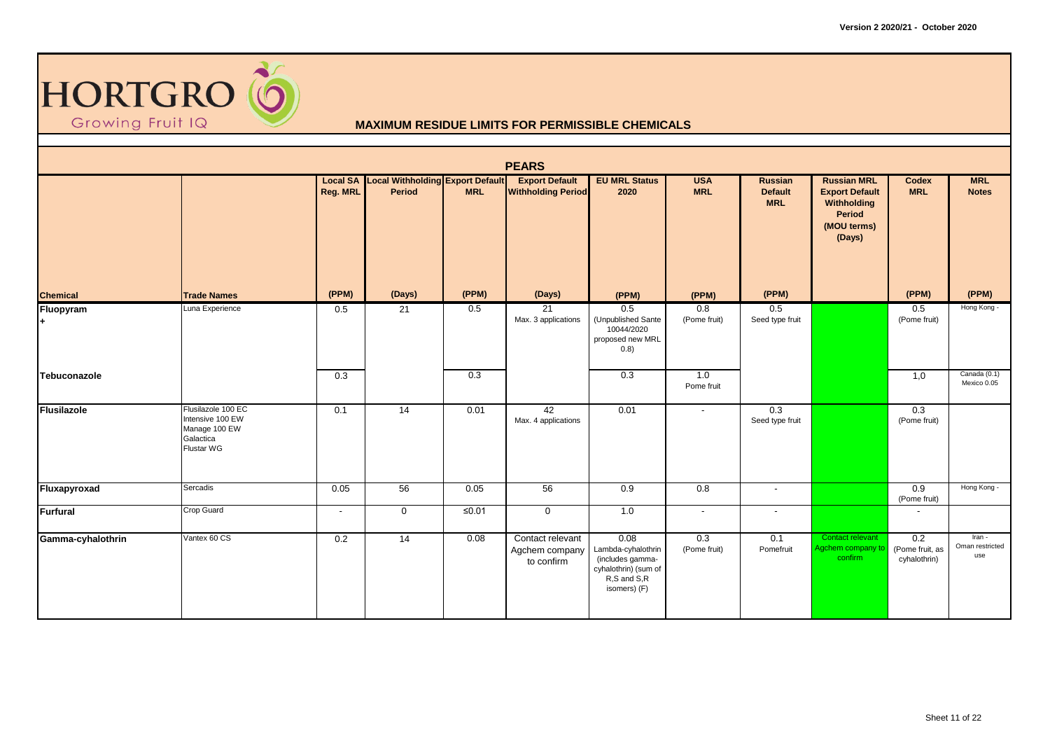**Version 2 2020/21 - October 2020**

# HORTGRO
Growing Fruit IQ

## MAXIMUM RESIDUE LIMITS FOR PERMISSIBLE CHEMICALS

### PEARS

| Chemical | Trade Names | Local SA Reg. MRL | Local Withholding Period | Export Default MRL | Export Default Withholding Period | EU MRL Status 2020 | USA MRL | Russian Default MRL | Russian MRL Export Default Withholding Period (MOU terms) (Days) | Codex MRL | MRL Notes |
|---|---|---|---|---|---|---|---|---|---|---|---|
| | | (PPM) | (Days) | (PPM) | (Days) | (PPM) | (PPM) | (PPM) | | (PPM) | (PPM) |
| **Fluopyram +** | Luna Experience | 0.5 | 21 | 0.5 | 21 Max. 3 applications | 0.5 (Unpublished Sante 10044/2020 proposed new MRL 0.8) | 0.8 (Pome fruit) | 0.5 Seed type fruit | | 0.5 (Pome fruit) | Hong Kong - |
| **Tebuconazole** | | 0.3 | | 0.3 | | 0.3 | 1.0 Pome fruit | | | 1,0 | Canada (0.1) Mexico 0.05 |
| **Flusilazole** | Flusilazole 100 EC Intensive 100 EW Manage 100 EW Galactica Flustar WG | 0.1 | 14 | 0.01 | 42 Max. 4 applications | 0.01 | - | 0.3 Seed type fruit | | 0.3 (Pome fruit) | |
| **Fluxapyroxad** | Sercadis | 0.05 | 56 | 0.05 | 56 | 0.9 | 0.8 | - | | 0.9 (Pome fruit) | Hong Kong - |
| **Furfural** | Crop Guard | - | 0 | ≤0.01 | 0 | 1.0 | - | - | | - | |
| **Gamma-cyhalothrin** | Vantex 60 CS | 0.2 | 14 | 0.08 | Contact relevant Agchem company to confirm | 0.08 Lambda-cyhalothrin (includes gamma-cyhalothrin) (sum of R,S and S,R isomers) (F) | 0.3 (Pome fruit) | 0.1 Pomefruit | Contact relevant Agchem company to confirm | 0.2 (Pome fruit, as cyhalothrin) | Iran - Oman restricted use |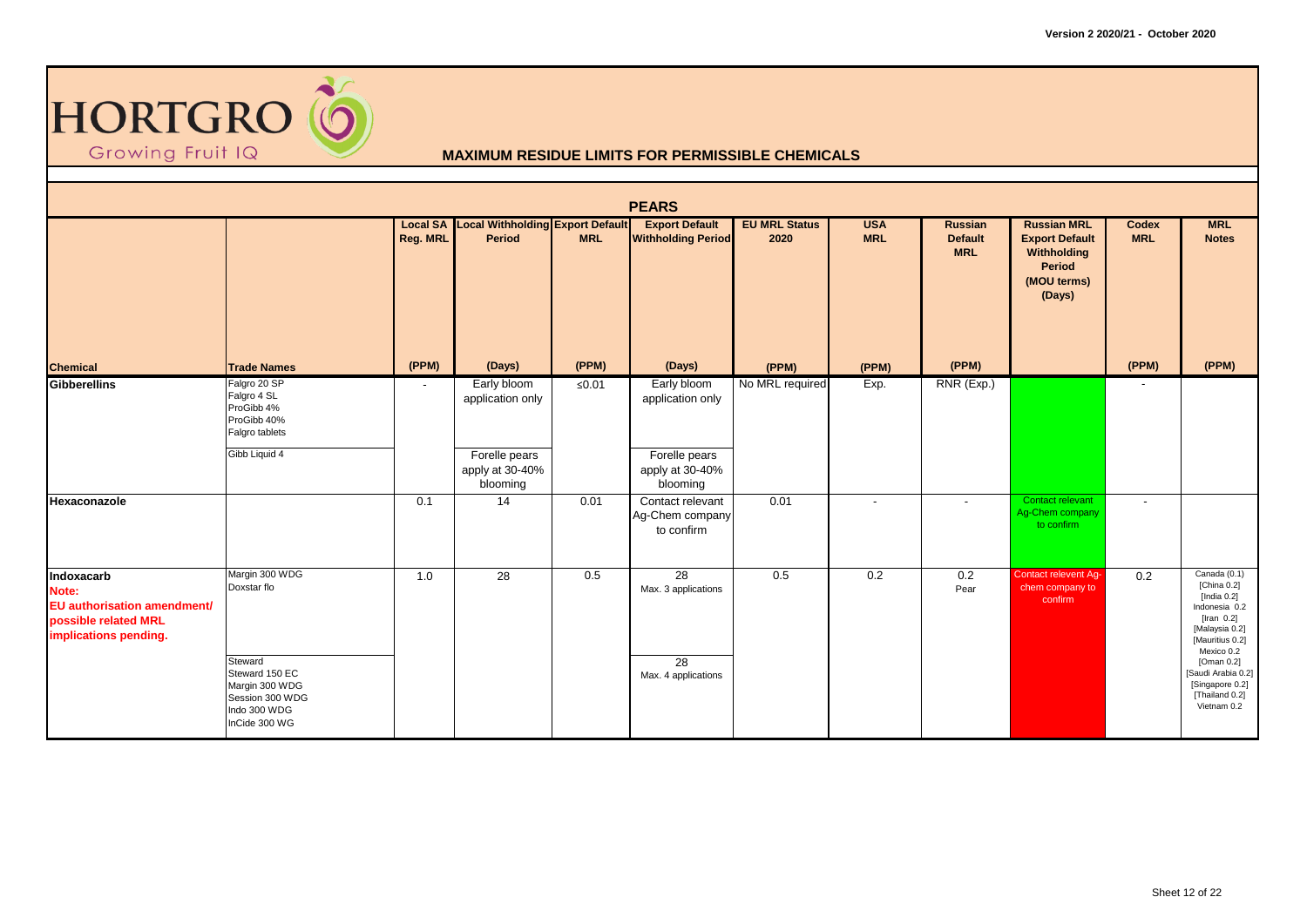**HORTGRO**
Growing Fruit IQ

Version 2 2020/21 - October 2020

# MAXIMUM RESIDUE LIMITS FOR PERMISSIBLE CHEMICALS

## PEARS

| Chemical | Trade Names | Local SA Reg. MRL (PPM) | Local Withholding Period (Days) | Export Default MRL (PPM) | Export Default Withholding Period (Days) | EU MRL Status 2020 (PPM) | USA MRL (PPM) | Russian Default MRL (PPM) | Russian MRL Export Default Withholding Period (MOU terms) (Days) | Codex MRL (PPM) | MRL Notes (PPM) |
|---|---|---|---|---|---|---|---|---|---|---|---|
| **Gibberellins** | Falgro 20 SP<br>Falgro 4 SL<br>ProGibb 4%<br>ProGibb 40%<br>Falgro tablets | - | Early bloom application only | ≤0.01 | Early bloom application only | No MRL required | Exp. | RNR (Exp.) | | - | |
| | Gibb Liquid 4 | | Forelle pears apply at 30-40% blooming | | Forelle pears apply at 30-40% blooming | | | | | | |
| **Hexaconazole** | | 0.1 | 14 | 0.01 | Contact relevant Ag-Chem company to confirm | 0.01 | - | - | Contact relevant Ag-Chem company to confirm | - | |
| **Indoxacarb**<br>**Note:**<br>**EU authorisation amendment/ possible related MRL implications pending.** | Margin 300 WDG<br>Doxstar flo | 1.0 | 28 | 0.5 | 28<br>Max. 3 applications | 0.5 | 0.2 | 0.2<br>Pear | Contact relevent Ag-chem company to confirm | 0.2 | Canada (0.1)<br>[China 0.2]<br>[India 0.2]<br>Indonesia 0.2<br>[Iran 0.2]<br>[Malaysia 0.2]<br>[Mauritius 0.2]<br>Mexico 0.2<br>[Oman 0.2]<br>[Saudi Arabia 0.2]<br>[Singapore 0.2]<br>[Thailand 0.2]<br>Vietnam 0.2 |
| | Steward<br>Steward 150 EC<br>Margin 300 WDG<br>Session 300 WDG<br>Indo 300 WDG<br>InCide 300 WG | | | | 28<br>Max. 4 applications | | | | | | |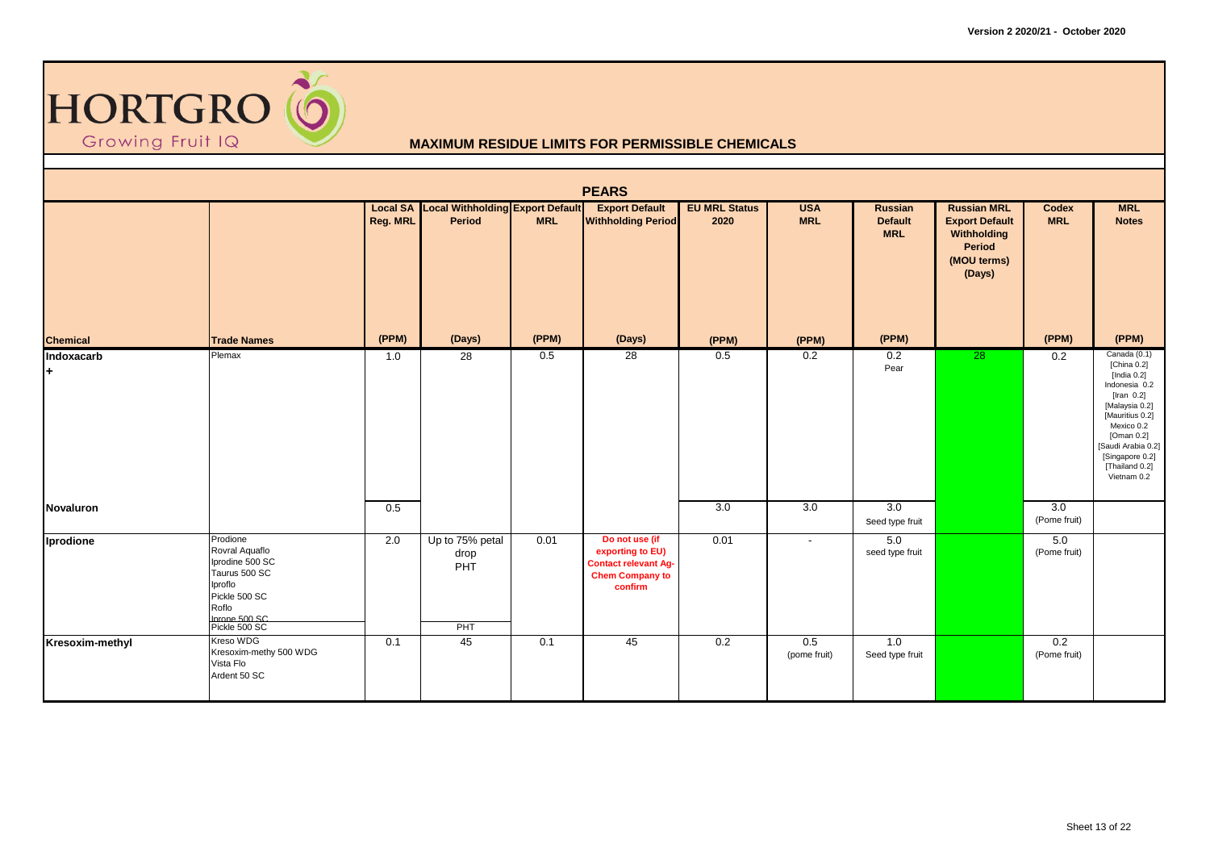Version 2 2020/21 - October 2020

# HORTGRO

Growing Fruit IQ

## MAXIMUM RESIDUE LIMITS FOR PERMISSIBLE CHEMICALS

### PEARS

| Chemical | Trade Names | Local SA Reg. MRL (PPM) | Local Withholding Period (Days) | Export Default MRL (PPM) | Export Default Withholding Period (Days) | EU MRL Status 2020 (PPM) | USA MRL (PPM) | Russian Default MRL (PPM) | Russian MRL Export Default Withholding Period (MOU terms) (Days) | Codex MRL (PPM) | MRL Notes (PPM) |
|---|---|---|---|---|---|---|---|---|---|---|---|
| **Indoxacarb** + | Plemax | 1.0 | 28 | 0.5 | 28 | 0.5 | 0.2 | 0.2 Pear | 28 | 0.2 | Canada (0.1) [China 0.2] [India 0.2] Indonesia 0.2 [Iran 0.2] [Malaysia 0.2] [Mauritius 0.2] Mexico 0.2 [Oman 0.2] [Saudi Arabia 0.2] [Singapore 0.2] [Thailand 0.2] Vietnam 0.2 |
| **Novaluron** | | 0.5 | | | | 3.0 | 3.0 | 3.0 Seed type fruit | | 3.0 (Pome fruit) | |
| **Iprodione** | Prodione<br>Rovral Aquaflo<br>Iprodine 500 SC<br>Taurus 500 SC<br>Iproflo<br>Pickle 500 SC<br>Roflo<br>Iprone 500 SC | 2.0 | Up to 75% petal drop PHT | 0.01 | Do not use (if exporting to EU) Contact relevant Ag-Chem Company to confirm | 0.01 | - | 5.0 seed type fruit | | 5.0 (Pome fruit) | |
| | Pickle 500 SC | | PHT | | | | | | | | |
| **Kresoxim-methyl** | Kreso WDG<br>Kresoxim-methy 500 WDG<br>Vista Flo<br>Ardent 50 SC | 0.1 | 45 | 0.1 | 45 | 0.2 | 0.5 (pome fruit) | 1.0 Seed type fruit | | 0.2 (Pome fruit) | |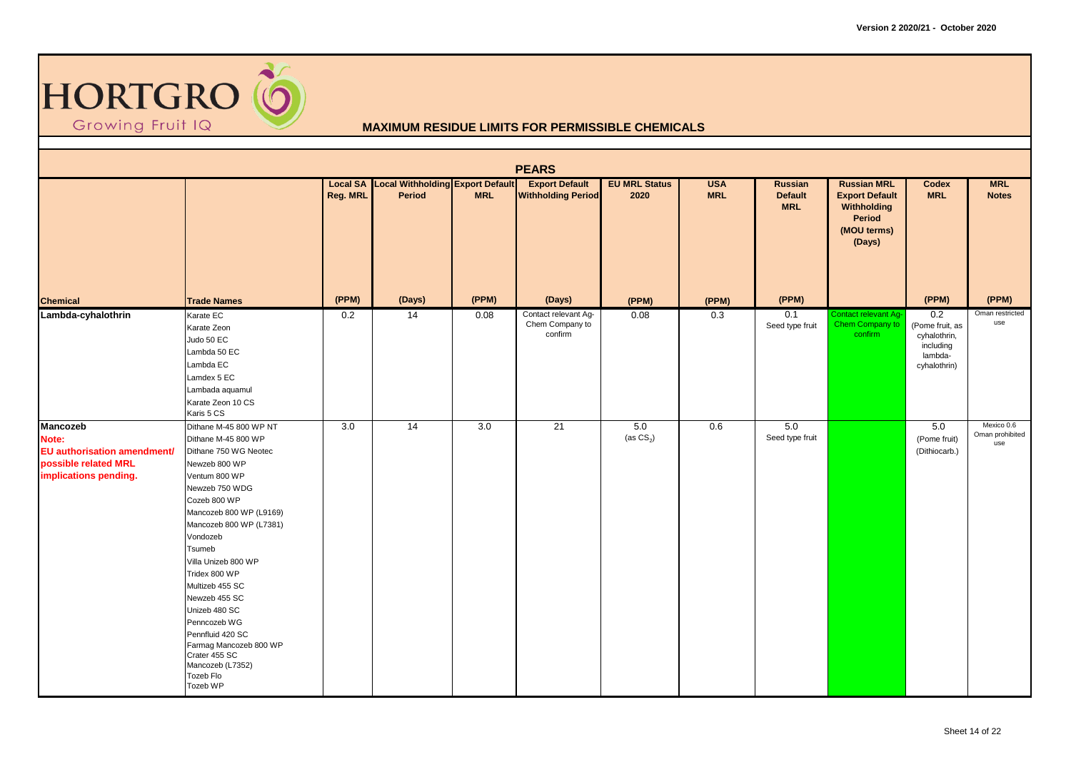**HORTGRO**
Growing Fruit IQ

## MAXIMUM RESIDUE LIMITS FOR PERMISSIBLE CHEMICALS

### PEARS

| Chemical | Trade Names | Local SA Reg. MRL (PPM) | Local Withholding Period (Days) | Export Default MRL (PPM) | Export Default Withholding Period (Days) | EU MRL Status 2020 (PPM) | USA MRL (PPM) | Russian Default MRL (PPM) | Russian MRL Export Default Withholding Period (MOU terms) (Days) | Codex MRL (PPM) | MRL Notes (PPM) |
|---|---|---|---|---|---|---|---|---|---|---|---|
| **Lambda-cyhalothrin** | Karate EC<br>Karate Zeon<br>Judo 50 EC<br>Lambda 50 EC<br>Lambda EC<br>Lamdex 5 EC<br>Lambada aquamul<br>Karate Zeon 10 CS<br>Karis 5 CS | 0.2 | 14 | 0.08 | Contact relevant Ag-Chem Company to confirm | 0.08 | 0.3 | 0.1<br>Seed type fruit | Contact relevant Ag-Chem Company to confirm | 0.2<br>(Pome fruit, as cyhalothrin, including lambda-cyhalothrin) | Oman restricted use |
| **Mancozeb**<br>**Note:**<br>**EU authorisation amendment/ possible related MRL implications pending.** | Dithane M-45 800 WP NT<br>Dithane M-45 800 WP<br>Dithane 750 WG Neotec<br>Newzeb 800 WP<br>Ventum 800 WP<br>Newzeb 750 WDG<br>Cozeb 800 WP<br>Mancozeb 800 WP (L9169)<br>Mancozeb 800 WP (L7381)<br>Vondozeb<br>Tsumeb<br>Villa Unizeb 800 WP<br>Tridex 800 WP<br>Multizeb 455 SC<br>Newzeb 455 SC<br>Unizeb 480 SC<br>Penncozeb WG<br>Pennfluid 420 SC<br>Farmag Mancozeb 800 WP<br>Crater 455 SC<br>Mancozeb (L7352)<br>Tozeb Flo<br>Tozeb WP | 3.0 | 14 | 3.0 | 21 | 5.0<br>(as $CS_2$) | 0.6 | 5.0<br>Seed type fruit | | 5.0<br>(Pome fruit)<br>(Dithiocarb.) | Mexico 0.6<br>Oman prohibited use |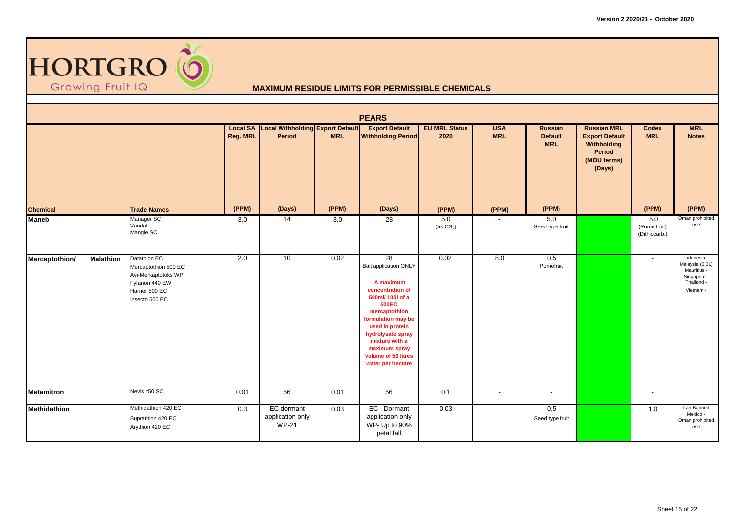# HORTGRO Growing Fruit IQ

## MAXIMUM RESIDUE LIMITS FOR PERMISSIBLE CHEMICALS

### PEARS

| Chemical | Trade Names | Local SA Reg. MRL (PPM) | Local Withholding Period (Days) | Export Default MRL (PPM) | Export Default Withholding Period (Days) | EU MRL Status 2020 (PPM) | USA MRL (PPM) | Russian Default MRL (PPM) | Russian MRL Export Default Withholding Period (MOU terms) (Days) | Codex MRL (PPM) | MRL Notes (PPM) |
|---|---|---|---|---|---|---|---|---|---|---|---|
| **Maneb** | Manager SC<br>Vandal<br>Mangle SC | 3.0 | 14 | 3.0 | 28 | 5.0 (as $CS_2$) | - | 5.0 Seed type fruit | | 5.0 (Pome fruit) (Dithiocarb.) | Oman prohibited use |
| **Mercaptothion/ Malathion** | Datathion EC<br>Mercaptothion 500 EC<br>Avi-Merkaptotoks WP<br>Fyfanon 440 EW<br>Harrier 500 EC<br>Insecto 500 EC | 2.0 | 10 | 0.02 | 28<br>Bait application ONLY<br>**A maximum concentration of 500ml/ 100l of a 500EC mercaptothion formulation may be used in protein hydrolysate spray mixture with a maximum spray volume of 50 litres water per hectare** | 0.02 | 8.0 | 0.5 Pomefruit | | - | Indonesia -<br>Malaysia (0.01)<br>Mauritius -<br>Singapore -<br>Thailand -<br>Vietnam - |
| **Metamitron** | Nevis™50 SC | 0.01 | 56 | 0.01 | 56 | 0.1 | - | - | | - | |
| **Methidathion** | Methidathion 420 EC<br>Suprathion 420 EC<br>Arythion 420 EC | 0.3 | EC-dormant application only<br>WP-21 | 0.03 | EC - Dormant application only<br>WP- Up to 90% petal fall | 0.03 | - | 0,5 Seed type fruit | | 1.0 | Iran Banned<br>Mexico -<br>Oman prohibited use |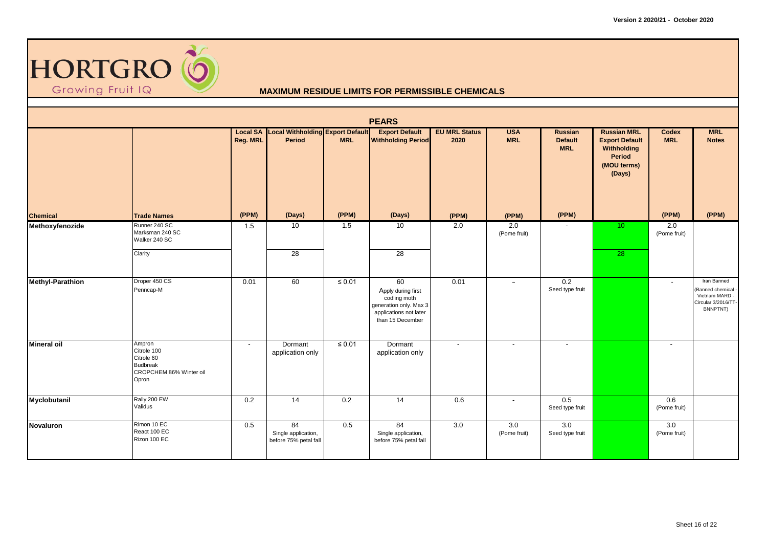# HORTGRO

Growing Fruit IQ

## MAXIMUM RESIDUE LIMITS FOR PERMISSIBLE CHEMICALS

Version 2 2020/21 - October 2020

### PEARS

| Chemical | Trade Names | Local SA Reg. MRL (PPM) | Local Withholding Period (Days) | Export Default MRL (PPM) | Export Default Withholding Period (Days) | EU MRL Status 2020 (PPM) | USA MRL (PPM) | Russian Default MRL (PPM) | Russian MRL Export Default Withholding Period (MOU terms) (Days) | Codex MRL (PPM) | MRL Notes (PPM) |
|---|---|---|---|---|---|---|---|---|---|---|---|
| **Methoxyfenozide** | Runner 240 SC<br>Marksman 240 SC<br>Walker 240 SC | 1.5 | 10 | 1.5 | 10 | 2.0 | 2.0<br>(Pome fruit) | - | 10 | 2.0<br>(Pome fruit) | |
| | Clarity | | 28 | | 28 | | | | 28 | | |
| **Methyl-Parathion** | Droper 450 CS<br>Penncap-M | 0.01 | 60 | ≤ 0.01 | 60<br>Apply during first codling moth generation only. Max 3 applications not later than 15 December | 0.01 | - | 0.2<br>Seed type fruit | | - | Iran Banned (Banned chemical - Vietnam MARD - Circular 3/2016/TT-BNNPTNT) |
| **Mineral oil** | Ampron<br>Citrole 100<br>Citrole 60<br>Budbreak<br>CROPCHEM 86% Winter oil<br>Opron | - | Dormant application only | ≤ 0.01 | Dormant application only | - | - | - | | - | |
| **Myclobutanil** | Rally 200 EW<br>Validus | 0.2 | 14 | 0.2 | 14 | 0.6 | - | 0.5<br>Seed type fruit | | 0.6<br>(Pome fruit) | |
| **Novaluron** | Rimon 10 EC<br>React 100 EC<br>Rizon 100 EC | 0.5 | 84<br>Single application, before 75% petal fall | 0.5 | 84<br>Single application, before 75% petal fall | 3.0 | 3.0<br>(Pome fruit) | 3.0<br>Seed type fruit | | 3.0<br>(Pome fruit) | |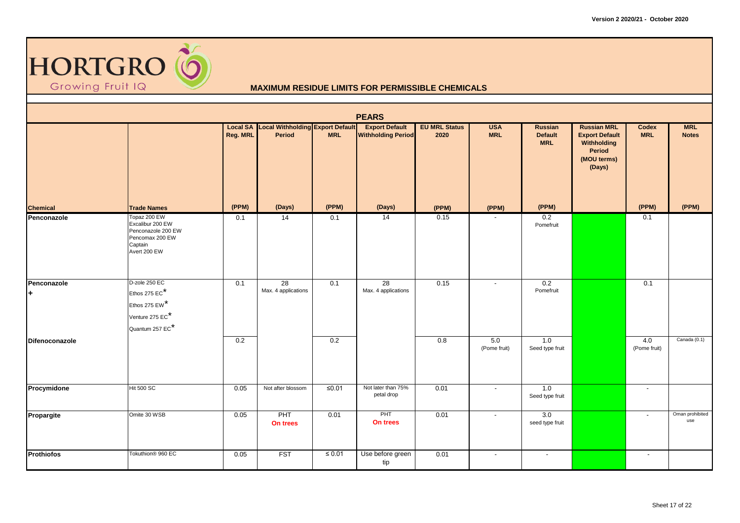Version 2 2020/21 - October 2020

HORTGRO
Growing Fruit IQ

## MAXIMUM RESIDUE LIMITS FOR PERMISSIBLE CHEMICALS

### PEARS

| Chemical | Trade Names | Local SA Reg. MRL (PPM) | Local Withholding Period (Days) | Export Default MRL (PPM) | Export Default Withholding Period (Days) | EU MRL Status 2020 (PPM) | USA MRL (PPM) | Russian Default MRL (PPM) | Russian MRL Export Default Withholding Period (MOU terms) (Days) | Codex MRL (PPM) | MRL Notes (PPM) |
|---|---|---|---|---|---|---|---|---|---|---|---|
| Penconazole | Topaz 200 EW<br>Excalibur 200 EW<br>Penconazole 200 EW<br>Pencomax 200 EW<br>Captain<br>Avert 200 EW | 0.1 | 14 | 0.1 | 14 | 0.15 | - | 0.2<br>Pomefruit | | 0.1 | |
| Penconazole<br>+ | D-zole 250 EC<br>Ethos 275 EC*<br>Ethos 275 EW*<br>Venture 275 EC*<br>Quantum 257 EC* | 0.1 | 28<br>Max. 4 applications | 0.1 | 28<br>Max. 4 applications | 0.15 | - | 0.2<br>Pomefruit | | 0.1 | |
| Difenoconazole | | 0.2 | | 0.2 | | 0.8 | 5.0<br>(Pome fruit) | 1.0<br>Seed type fruit | | 4.0<br>(Pome fruit) | Canada (0.1) |
| Procymidone | Hit 500 SC | 0.05 | Not after blossom | ≤0.01 | Not later than 75% petal drop | 0.01 | - | 1.0<br>Seed type fruit | | - | |
| Propargite | Omite 30 WSB | 0.05 | PHT<br>**On trees** | 0.01 | PHT<br>**On trees** | 0.01 | - | 3.0<br>seed type fruit | | - | Oman prohibited use |
| Prothiofos | Tokuthion® 960 EC | 0.05 | FST | ≤ 0.01 | Use before green tip | 0.01 | - | - | | - | |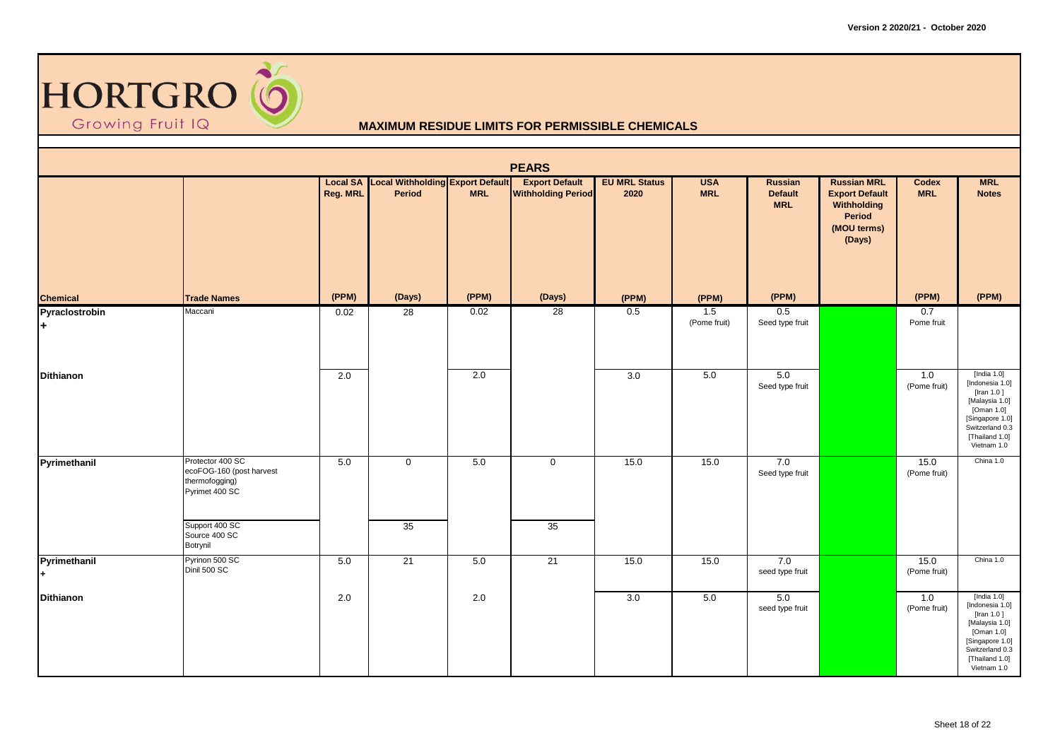HORTGRO
Growing Fruit IQ

## MAXIMUM RESIDUE LIMITS FOR PERMISSIBLE CHEMICALS

### PEARS

| Chemical | Trade Names | Local SA Reg. MRL (PPM) | Local Withholding Period (Days) | Export Default MRL (PPM) | Export Default Withholding Period (Days) | EU MRL Status 2020 (PPM) | USA MRL (PPM) | Russian Default MRL (PPM) | Russian MRL Export Default Withholding Period (MOU terms) (Days) | Codex MRL (PPM) | MRL Notes (PPM) |
|---|---|---|---|---|---|---|---|---|---|---|---|
| **Pyraclostrobin +** | Maccani | 0.02 | 28 | 0.02 | 28 | 0.5 | 1.5 (Pome fruit) | 0.5 Seed type fruit | | 0.7 Pome fruit | |
| **Dithianon** | | 2.0 | | 2.0 | | 3.0 | 5.0 | 5.0 Seed type fruit | | 1.0 (Pome fruit) | [India 1.0] [Indonesia 1.0] [Iran 1.0 ] [Malaysia 1.0] [Oman 1.0] [Singapore 1.0] Switzerland 0.3 [Thailand 1.0] Vietnam 1.0 |
| **Pyrimethanil** | Protector 400 SC<br>ecoFOG-160 (post harvest thermofogging)<br>Pyrimet 400 SC | 5.0 | 0 | 5.0 | 0 | 15.0 | 15.0 | 7.0 Seed type fruit | | 15.0 (Pome fruit) | China 1.0 |
| | Support 400 SC<br>Source 400 SC<br>Botrynil | | 35 | | 35 | | | | | | |
| **Pyrimethanil +** | Pyrinon 500 SC<br>Dinil 500 SC | 5.0 | 21 | 5.0 | 21 | 15.0 | 15.0 | 7.0 seed type fruit | | 15.0 (Pome fruit) | China 1.0 |
| **Dithianon** | | 2.0 | | 2.0 | | 3.0 | 5.0 | 5.0 seed type fruit | | 1.0 (Pome fruit) | [India 1.0] [Indonesia 1.0] [Iran 1.0 ] [Malaysia 1.0] [Oman 1.0] [Singapore 1.0] Switzerland 0.3 [Thailand 1.0] Vietnam 1.0 |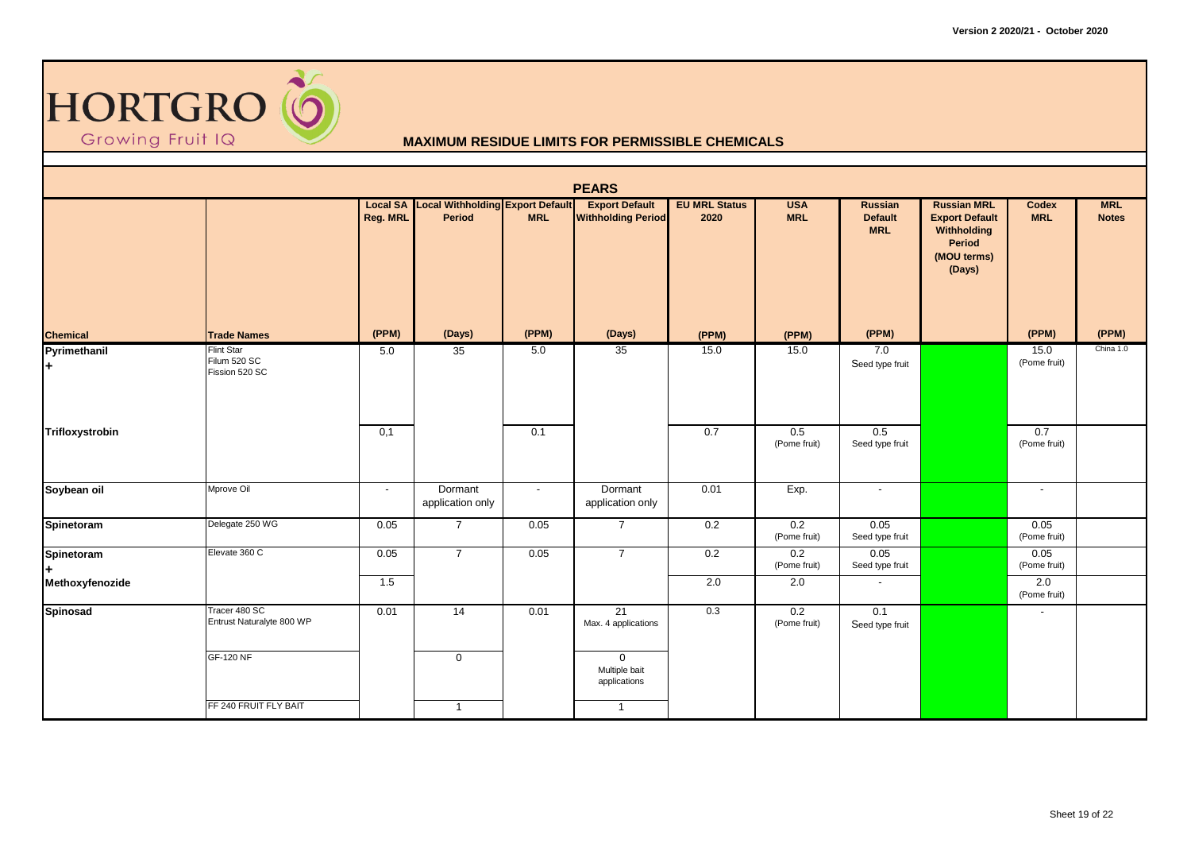Version 2 2020/21 - October 2020

HORTGRO Growing Fruit IQ

## MAXIMUM RESIDUE LIMITS FOR PERMISSIBLE CHEMICALS

### PEARS

| Chemical | Trade Names | Local SA Reg. MRL | Local Withholding Period | Export Default MRL | Export Default Withholding Period | EU MRL Status 2020 | USA MRL | Russian Default MRL | Russian MRL Export Default Withholding Period (MOU terms) (Days) | Codex MRL | MRL Notes |
|---|---|---|---|---|---|---|---|---|---|---|---|
| | | (PPM) | (Days) | (PPM) | (Days) | (PPM) | (PPM) | (PPM) | | (PPM) | (PPM) |
| **Pyrimethanil +** | Flint Star<br>Filum 520 SC<br>Fission 520 SC | 5.0 | 35 | 5.0 | 35 | 15.0 | 15.0 | 7.0<br>Seed type fruit | | 15.0<br>(Pome fruit) | China 1.0 |
| **Trifloxystrobin** | | 0,1 | | 0.1 | | 0.7 | 0.5<br>(Pome fruit) | 0.5<br>Seed type fruit | | 0.7<br>(Pome fruit) | |
| **Soybean oil** | Mprove Oil | - | Dormant application only | - | Dormant application only | 0.01 | Exp. | - | | - | |
| **Spinetoram** | Delegate 250 WG | 0.05 | 7 | 0.05 | 7 | 0.2 | 0.2<br>(Pome fruit) | 0.05<br>Seed type fruit | | 0.05<br>(Pome fruit) | |
| **Spinetoram +** | Elevate 360 C | 0.05 | 7 | 0.05 | 7 | 0.2 | 0.2<br>(Pome fruit) | 0.05<br>Seed type fruit | | 0.05<br>(Pome fruit) | |
| **Methoxyfenozide** | | 1.5 | | | | 2.0 | 2.0 | - | | 2.0<br>(Pome fruit) | |
| **Spinosad** | Tracer 480 SC<br>Entrust Naturalyte 800 WP | 0.01 | 14 | 0.01 | 21<br>Max. 4 applications | 0.3 | 0.2<br>(Pome fruit) | 0.1<br>Seed type fruit | | - | |
| | GF-120 NF | | 0 | | 0<br>Multiple bait applications | | | | | | |
| | FF 240 FRUIT FLY BAIT | | 1 | | 1 | | | | | | |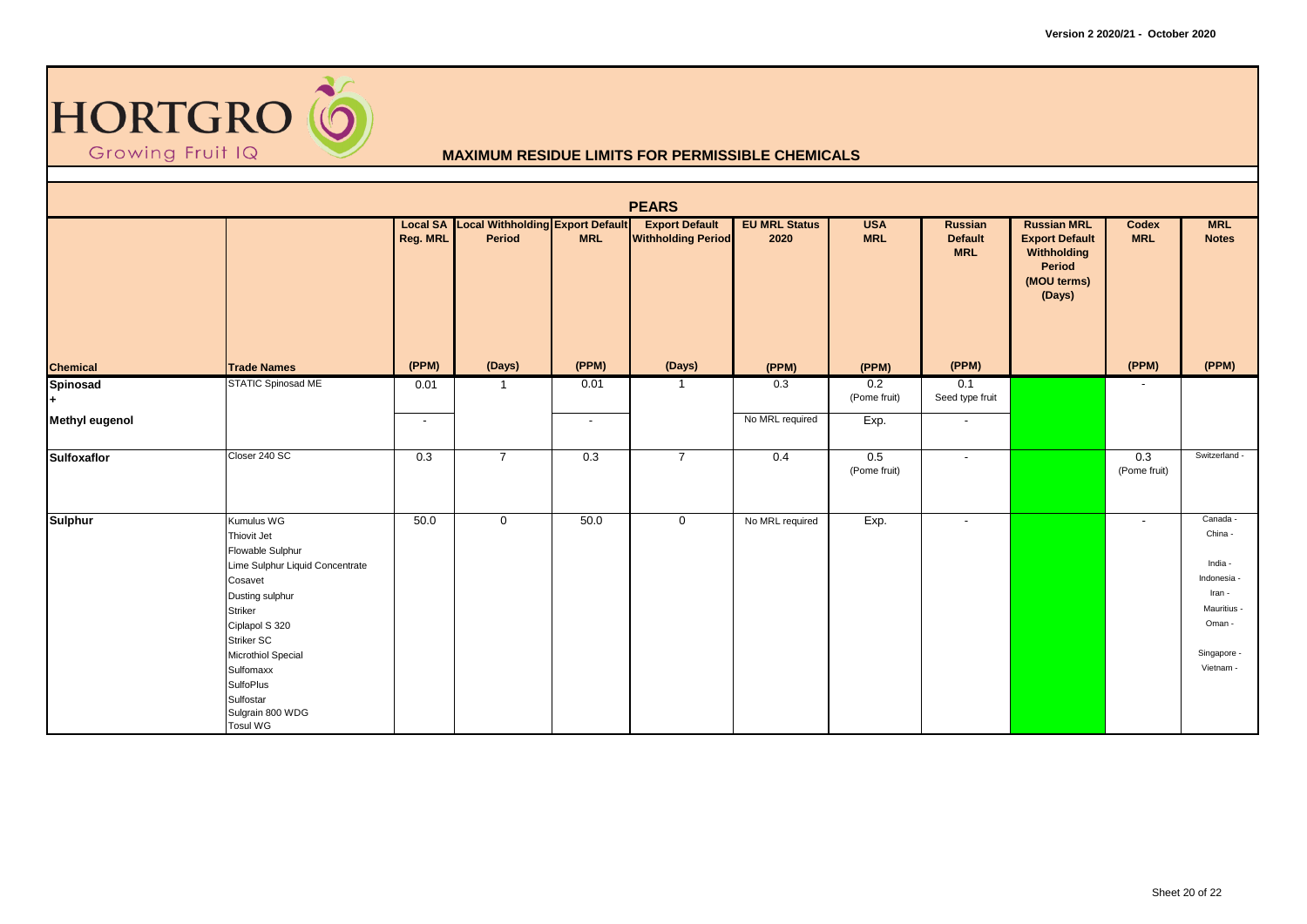# HORTGRO

Growing Fruit IQ

## MAXIMUM RESIDUE LIMITS FOR PERMISSIBLE CHEMICALS

### PEARS

| Chemical | Trade Names | Local SA Reg. MRL (PPM) | Local Withholding Period (Days) | Export Default MRL (PPM) | Export Default Withholding Period (Days) | EU MRL Status 2020 (PPM) | USA MRL (PPM) | Russian Default MRL (PPM) | Russian MRL Export Default Withholding Period (MOU terms) (Days) | Codex MRL (PPM) | MRL Notes (PPM) |
|---|---|---|---|---|---|---|---|---|---|---|---|
| **Spinosad** + | STATIC Spinosad ME | 0.01 | 1 | 0.01 | 1 | 0.3 | 0.2 (Pome fruit) | 0.1 Seed type fruit | | - | |
| **Methyl eugenol** | | - | | - | | No MRL required | Exp. | - | | | |
| **Sulfoxaflor** | Closer 240 SC | 0.3 | 7 | 0.3 | 7 | 0.4 | 0.5 (Pome fruit) | - | | 0.3 (Pome fruit) | Switzerland - |
| **Sulphur** | Kumulus WG<br>Thiovit Jet<br>Flowable Sulphur<br>Lime Sulphur Liquid Concentrate<br>Cosavet<br>Dusting sulphur<br>Striker<br>Ciplapol S 320<br>Striker SC<br>Microthiol Special<br>Sulfomaxx<br>SulfoPlus<br>Sulfostar<br>Sulgrain 800 WDG<br>Tosul WG | 50.0 | 0 | 50.0 | 0 | No MRL required | Exp. | - | | - | Canada -<br>China -<br>India -<br>Indonesia -<br>Iran -<br>Mauritius -<br>Oman -<br>Singapore -<br>Vietnam - |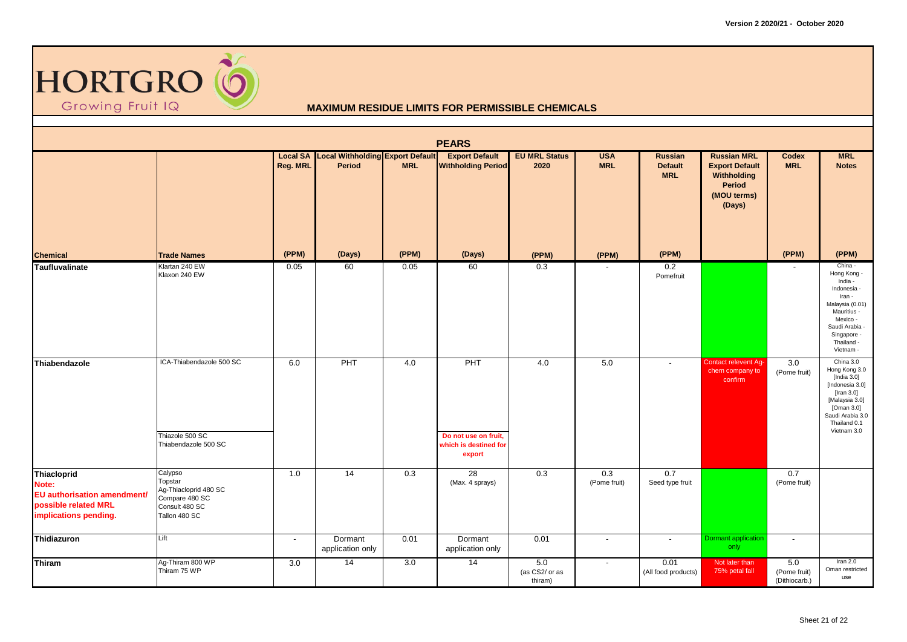Version 2 2020/21 - October 2020

HORTGRO
Growing Fruit IQ

## MAXIMUM RESIDUE LIMITS FOR PERMISSIBLE CHEMICALS

### PEARS

| Chemical | Trade Names | Local SA Reg. MRL (PPM) | Local Withholding Period (Days) | Export Default MRL (PPM) | Export Default Withholding Period (Days) | EU MRL Status 2020 (PPM) | USA MRL (PPM) | Russian Default MRL (PPM) | Russian MRL Export Default Withholding Period (MOU terms) (Days) | Codex MRL (PPM) | MRL Notes (PPM) |
|---|---|---|---|---|---|---|---|---|---|---|---|
| **Taufluvalinate** | Klartan 240 EW<br>Klaxon 240 EW | 0.05 | 60 | 0.05 | 60 | 0.3 | - | 0.2<br>Pomefruit | | - | China -<br>Hong Kong -<br>India -<br>Indonesia -<br>Iran -<br>Malaysia (0.01)<br>Mauritius -<br>Mexico -<br>Saudi Arabia -<br>Singapore -<br>Thailand -<br>Vietnam - |
| **Thiabendazole** | ICA-Thiabendazole 500 SC<br>Thiazole 500 SC<br>Thiabendazole 500 SC | 6.0 | PHT | 4.0 | PHT<br>**Do not use on fruit, which is destined for export** | 4.0 | 5.0 | - | Contact relevent Ag-chem company to confirm | 3.0<br>(Pome fruit) | China 3.0<br>Hong Kong 3.0<br>[India 3.0]<br>[Indonesia 3.0]<br>[Iran 3.0]<br>[Malaysia 3.0]<br>[Oman 3.0]<br>Saudi Arabia 3.0<br>Thailand 0.1<br>Vietnam 3.0 |
| **Thiacloprid**<br>**Note:**<br>**EU authorisation amendment/ possible related MRL implications pending.** | Calypso<br>Topstar<br>Ag-Thiacloprid 480 SC<br>Compare 480 SC<br>Consult 480 SC<br>Tallon 480 SC | 1.0 | 14 | 0.3 | 28<br>(Max. 4 sprays) | 0.3 | 0.3<br>(Pome fruit) | 0.7<br>Seed type fruit | | 0.7<br>(Pome fruit) | |
| **Thidiazuron** | Lift | - | Dormant application only | 0.01 | Dormant application only | 0.01 | - | - | Dormant application only | - | |
| **Thiram** | Ag-Thiram 800 WP<br>Thiram 75 WP | 3.0 | 14 | 3.0 | 14 | 5.0<br>(as CS2/ or as thiram) | - | 0.01<br>(All food products) | Not later than 75% petal fall | 5.0<br>(Pome fruit)<br>(Dithiocarb.) | Iran 2.0<br>Oman restricted use |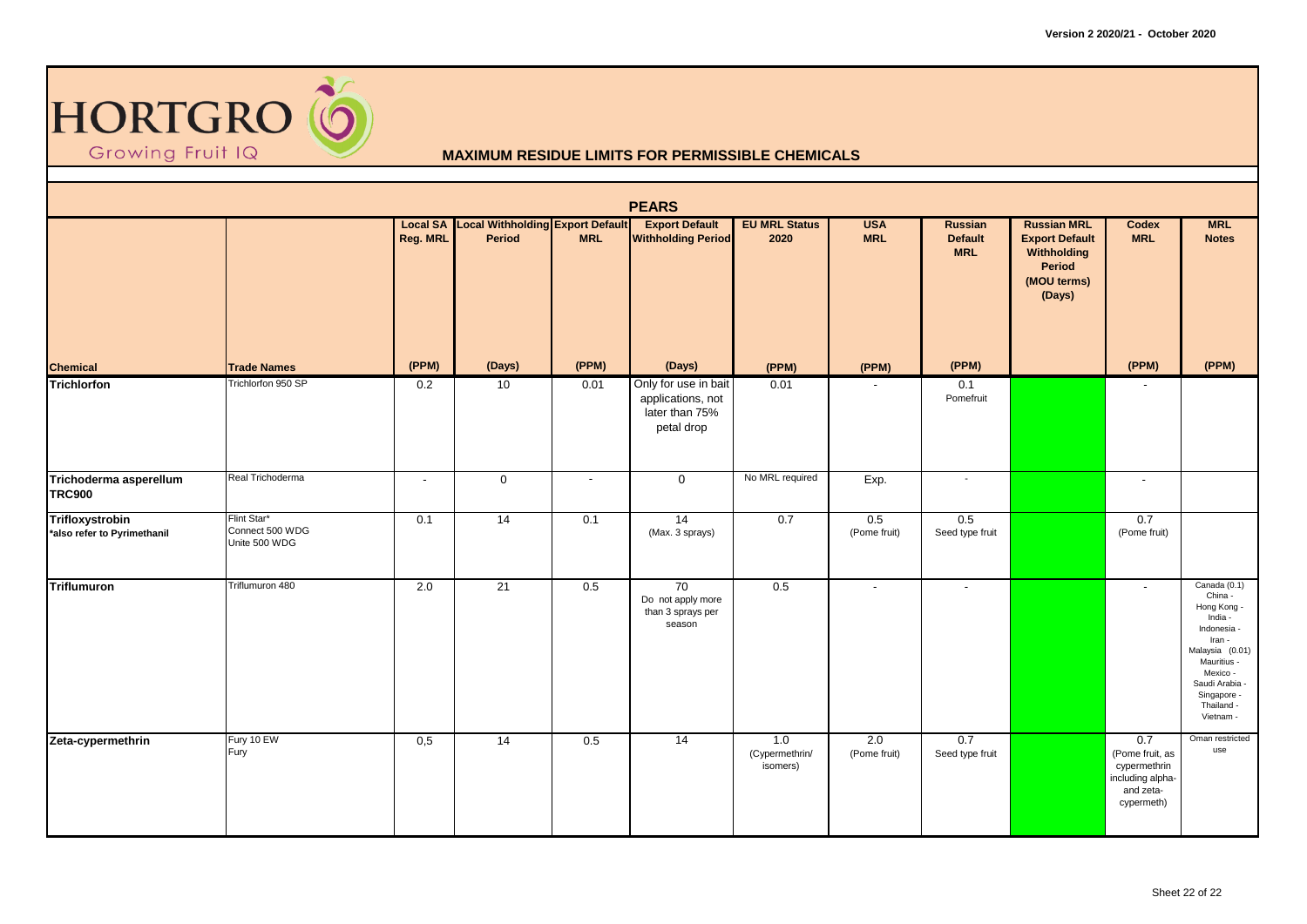HORTGRO
Growing Fruit IQ

## MAXIMUM RESIDUE LIMITS FOR PERMISSIBLE CHEMICALS

### PEARS

| Chemical | Trade Names | Local SA Reg. MRL (PPM) | Local Withholding Period (Days) | Export Default MRL (PPM) | Export Default Withholding Period (Days) | EU MRL Status 2020 (PPM) | USA MRL (PPM) | Russian Default MRL (PPM) | Russian MRL Export Default Withholding Period (MOU terms) (Days) | Codex MRL (PPM) | MRL Notes (PPM) |
|---|---|---|---|---|---|---|---|---|---|---|---|
| **Trichlorfon** | Trichlorfon 950 SP | 0.2 | 10 | 0.01 | Only for use in bait applications, not later than 75% petal drop | 0.01 | - | 0.1 Pomefruit | | - | |
| **Trichoderma asperellum TRC900** | Real Trichoderma | - | 0 | - | 0 | No MRL required | Exp. | - | | - | |
| **Trifloxystrobin** *also refer to Pyrimethanil | Flint Star* Connect 500 WDG Unite 500 WDG | 0.1 | 14 | 0.1 | 14 (Max. 3 sprays) | 0.7 | 0.5 (Pome fruit) | 0.5 Seed type fruit | | 0.7 (Pome fruit) | |
| **Triflumuron** | Triflumuron 480 | 2.0 | 21 | 0.5 | 70 Do not apply more than 3 sprays per season | 0.5 | - | - | | - | Canada (0.1) China - Hong Kong - India - Indonesia - Iran - Malaysia (0.01) Mauritius - Mexico - Saudi Arabia - Singapore - Thailand - Vietnam - |
| **Zeta-cypermethrin** | Fury 10 EW Fury | 0,5 | 14 | 0.5 | 14 | 1.0 (Cypermethrin/ isomers) | 2.0 (Pome fruit) | 0.7 Seed type fruit | | 0.7 (Pome fruit, as cypermethrin including alpha- and zeta-cypermeth) | Oman restricted use |